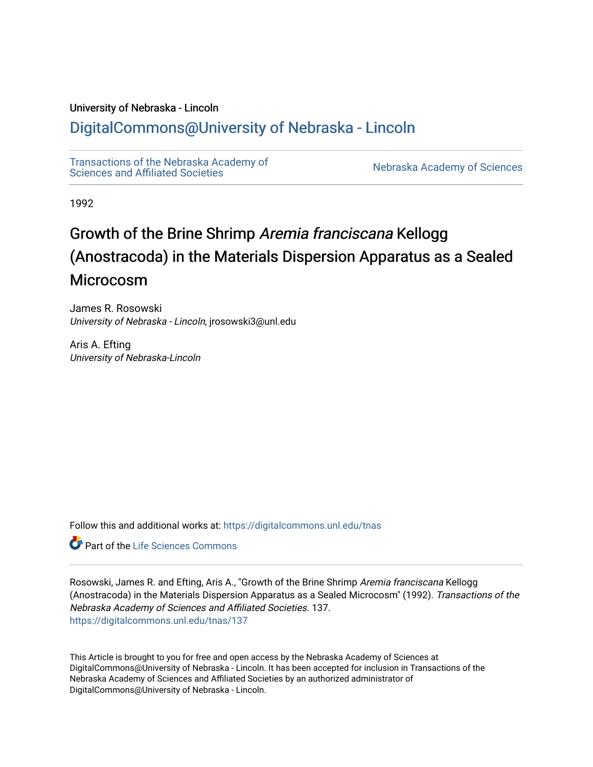University of Nebraska - Lincoln

## DigitalCommons@University of Nebraska - Lincoln

Transactions of the Nebraska Academy of Sciences and Affiliated Societies | Nebraska Academy of Sciences

1992

# Growth of the Brine Shrimp *Aremia franciscana* Kellogg (Anostracoda) in the Materials Dispersion Apparatus as a Sealed Microcosm

James R. Rosowski
*University of Nebraska - Lincoln*, jrosowski3@unl.edu

Aris A. Efting
*University of Nebraska-Lincoln*

Follow this and additional works at: https://digitalcommons.unl.edu/tnas

Part of the Life Sciences Commons

Rosowski, James R. and Efting, Aris A., "Growth of the Brine Shrimp *Aremia franciscana* Kellogg (Anostracoda) in the Materials Dispersion Apparatus as a Sealed Microcosm" (1992). *Transactions of the Nebraska Academy of Sciences and Affiliated Societies*. 137.
https://digitalcommons.unl.edu/tnas/137

This Article is brought to you for free and open access by the Nebraska Academy of Sciences at DigitalCommons@University of Nebraska - Lincoln. It has been accepted for inclusion in Transactions of the Nebraska Academy of Sciences and Affiliated Societies by an authorized administrator of DigitalCommons@University of Nebraska - Lincoln.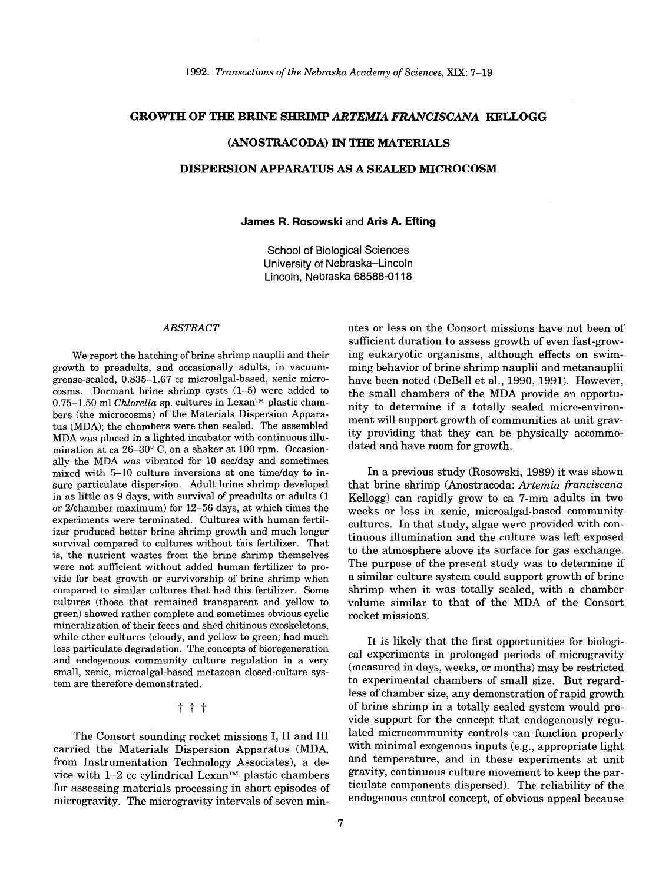# GROWTH OF THE BRINE SHRIMP *ARTEMIA FRANCISCANA* KELLOGG (ANOSTRACODA) IN THE MATERIALS DISPERSION APPARATUS AS A SEALED MICROCOSM

**James R. Rosowski** and **Aris A. Efting**

School of Biological Sciences
University of Nebraska–Lincoln
Lincoln, Nebraska 68588-0118

## *ABSTRACT*

We report the hatching of brine shrimp nauplii and their growth to preadults, and occasionally adults, in vacuum-grease-sealed, 0.835–1.67 cc microalgal-based, xenic microcosms. Dormant brine shrimp cysts (1–5) were added to 0.75–1.50 ml *Chlorella* sp. cultures in Lexan™ plastic chambers (the microcosms) of the Materials Dispersion Apparatus (MDA); the chambers were then sealed. The assembled MDA was placed in a lighted incubator with continuous illumination at ca 26–30° C, on a shaker at 100 rpm. Occasionally the MDA was vibrated for 10 sec/day and sometimes mixed with 5–10 culture inversions at one time/day to insure particulate dispersion. Adult brine shrimp developed in as little as 9 days, with survival of preadults or adults (1 or 2/chamber maximum) for 12–56 days, at which times the experiments were terminated. Cultures with human fertilizer produced better brine shrimp growth and much longer survival compared to cultures without this fertilizer. That is, the nutrient wastes from the brine shrimp themselves were not sufficient without added human fertilizer to provide for best growth or survivorship of brine shrimp when compared to similar cultures that had this fertilizer. Some cultures (those that remained transparent and yellow to green) showed rather complete and sometimes obvious cyclic mineralization of their feces and shed chitinous exoskeletons, while other cultures (cloudy, and yellow to green) had much less particulate degradation. The concepts of bioregeneration and endogenous community culture regulation in a very small, xenic, microalgal-based metazoan closed-culture system are therefore demonstrated.

† † †

The Consort sounding rocket missions I, II and III carried the Materials Dispersion Apparatus (MDA, from Instrumentation Technology Associates), a device with 1–2 cc cylindrical Lexan™ plastic chambers for assessing materials processing in short episodes of microgravity. The microgravity intervals of seven minutes or less on the Consort missions have not been of sufficient duration to assess growth of even fast-growing eukaryotic organisms, although effects on swimming behavior of brine shrimp nauplii and metanauplii have been noted (DeBell et al., 1990, 1991). However, the small chambers of the MDA provide an opportunity to determine if a totally sealed micro-environment will support growth of communities at unit gravity providing that they can be physically accommodated and have room for growth.

In a previous study (Rosowski, 1989) it was shown that brine shrimp (Anostracoda: *Artemia franciscana* Kellogg) can rapidly grow to ca 7-mm adults in two weeks or less in xenic, microalgal-based community cultures. In that study, algae were provided with continuous illumination and the culture was left exposed to the atmosphere above its surface for gas exchange. The purpose of the present study was to determine if a similar culture system could support growth of brine shrimp when it was totally sealed, with a chamber volume similar to that of the MDA of the Consort rocket missions.

It is likely that the first opportunities for biological experiments in prolonged periods of microgravity (measured in days, weeks, or months) may be restricted to experimental chambers of small size. But regardless of chamber size, any demonstration of rapid growth of brine shrimp in a totally sealed system would provide support for the concept that endogenously regulated microcommunity controls can function properly with minimal exogenous inputs (e.g., appropriate light and temperature, and in these experiments at unit gravity, continuous culture movement to keep the particulate components dispersed). The reliability of the endogenous control concept, of obvious appeal because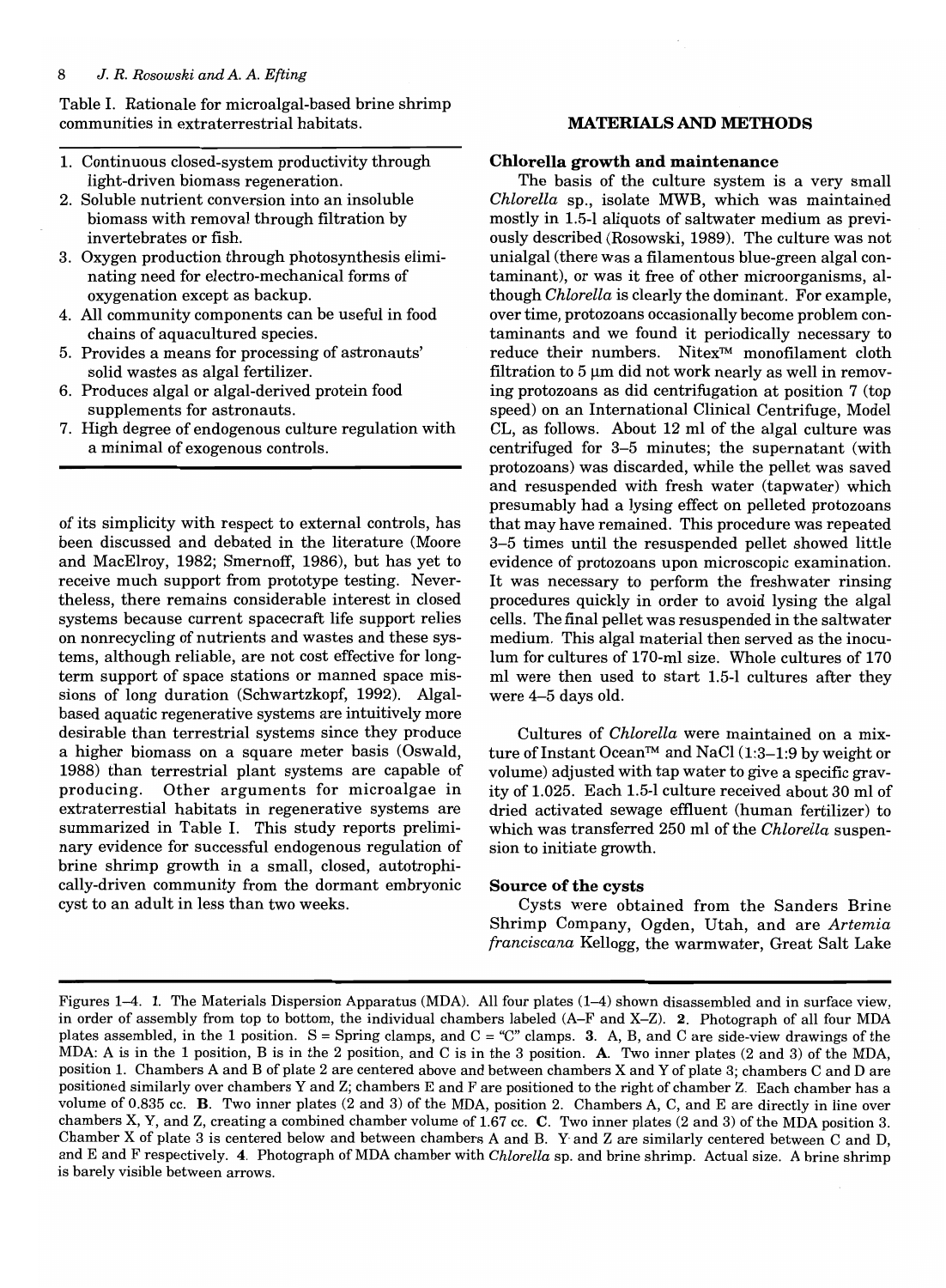Table I. Rationale for microalgal-based brine shrimp communities in extraterrestrial habitats.

1. Continuous closed-system productivity through light-driven biomass regeneration.
2. Soluble nutrient conversion into an insoluble biomass with removal through filtration by invertebrates or fish.
3. Oxygen production through photosynthesis eliminating need for electro-mechanical forms of oxygenation except as backup.
4. All community components can be useful in food chains of aquacultured species.
5. Provides a means for processing of astronauts' solid wastes as algal fertilizer.
6. Produces algal or algal-derived protein food supplements for astronauts.
7. High degree of endogenous culture regulation with a minimal of exogenous controls.

of its simplicity with respect to external controls, has been discussed and debated in the literature (Moore and MacElroy, 1982; Smernoff, 1986), but has yet to receive much support from prototype testing. Nevertheless, there remains considerable interest in closed systems because current spacecraft life support relies on nonrecycling of nutrients and wastes and these systems, although reliable, are not cost effective for long-term support of space stations or manned space missions of long duration (Schwartzkopf, 1992). Algal-based aquatic regenerative systems are intuitively more desirable than terrestrial systems since they produce a higher biomass on a square meter basis (Oswald, 1988) than terrestrial plant systems are capable of producing. Other arguments for microalgae in extraterrestial habitats in regenerative systems are summarized in Table I. This study reports preliminary evidence for successful endogenous regulation of brine shrimp growth in a small, closed, autotrophically-driven community from the dormant embryonic cyst to an adult in less than two weeks.

## MATERIALS AND METHODS

### Chlorella growth and maintenance

The basis of the culture system is a very small *Chlorella* sp., isolate MWB, which was maintained mostly in 1.5-l aliquots of saltwater medium as previously described (Rosowski, 1989). The culture was not unialgal (there was a filamentous blue-green algal contaminant), or was it free of other microorganisms, although *Chlorella* is clearly the dominant. For example, over time, protozoans occasionally become problem contaminants and we found it periodically necessary to reduce their numbers. Nitex™ monofilament cloth filtration to 5 µm did not work nearly as well in removing protozoans as did centrifugation at position 7 (top speed) on an International Clinical Centrifuge, Model CL, as follows. About 12 ml of the algal culture was centrifuged for 3–5 minutes; the supernatant (with protozoans) was discarded, while the pellet was saved and resuspended with fresh water (tapwater) which presumably had a lysing effect on pelleted protozoans that may have remained. This procedure was repeated 3–5 times until the resuspended pellet showed little evidence of protozoans upon microscopic examination. It was necessary to perform the freshwater rinsing procedures quickly in order to avoid lysing the algal cells. The final pellet was resuspended in the saltwater medium. This algal material then served as the inoculum for cultures of 170-ml size. Whole cultures of 170 ml were then used to start 1.5-l cultures after they were 4–5 days old.

Cultures of *Chlorella* were maintained on a mixture of Instant Ocean™ and NaCl (1:3–1:9 by weight or volume) adjusted with tap water to give a specific gravity of 1.025. Each 1.5-l culture received about 30 ml of dried activated sewage effluent (human fertilizer) to which was transferred 250 ml of the *Chlorella* suspension to initiate growth.

### Source of the cysts

Cysts were obtained from the Sanders Brine Shrimp Company, Ogden, Utah, and are *Artemia franciscana* Kellogg, the warmwater, Great Salt Lake

Figures 1–4. **1**. The Materials Dispersion Apparatus (MDA). All four plates (1–4) shown disassembled and in surface view, in order of assembly from top to bottom, the individual chambers labeled (A–F and X–Z). **2**. Photograph of all four MDA plates assembled, in the 1 position. S = Spring clamps, and C = "C" clamps. **3**. A, B, and C are side-view drawings of the MDA: A is in the 1 position, B is in the 2 position, and C is in the 3 position. **A**. Two inner plates (2 and 3) of the MDA, position 1. Chambers A and B of plate 2 are centered above and between chambers X and Y of plate 3; chambers C and D are positioned similarly over chambers Y and Z; chambers E and F are positioned to the right of chamber Z. Each chamber has a volume of 0.835 cc. **B**. Two inner plates (2 and 3) of the MDA, position 2. Chambers A, C, and E are directly in line over chambers X, Y, and Z, creating a combined chamber volume of 1.67 cc. **C**. Two inner plates (2 and 3) of the MDA position 3. Chamber X of plate 3 is centered below and between chambers A and B. Y and Z are similarly centered between C and D, and E and F respectively. **4**. Photograph of MDA chamber with *Chlorella* sp. and brine shrimp. Actual size. A brine shrimp is barely visible between arrows.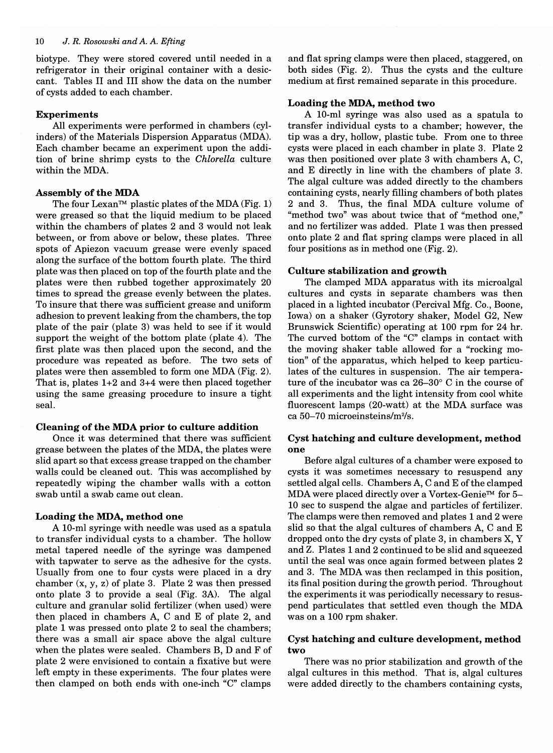biotype. They were stored covered until needed in a refrigerator in their original container with a desiccant. Tables II and III show the data on the number of cysts added to each chamber.

### Experiments

All experiments were performed in chambers (cylinders) of the Materials Dispersion Apparatus (MDA). Each chamber became an experiment upon the addition of brine shrimp cysts to the *Chlorella* culture within the MDA.

### Assembly of the MDA

The four Lexan™ plastic plates of the MDA (Fig. 1) were greased so that the liquid medium to be placed within the chambers of plates 2 and 3 would not leak between, or from above or below, these plates. Three spots of Apiezon vacuum grease were evenly spaced along the surface of the bottom fourth plate. The third plate was then placed on top of the fourth plate and the plates were then rubbed together approximately 20 times to spread the grease evenly between the plates. To insure that there was sufficient grease and uniform adhesion to prevent leaking from the chambers, the top plate of the pair (plate 3) was held to see if it would support the weight of the bottom plate (plate 4). The first plate was then placed upon the second, and the procedure was repeated as before. The two sets of plates were then assembled to form one MDA (Fig. 2). That is, plates 1+2 and 3+4 were then placed together using the same greasing procedure to insure a tight seal.

### Cleaning of the MDA prior to culture addition

Once it was determined that there was sufficient grease between the plates of the MDA, the plates were slid apart so that excess grease trapped on the chamber walls could be cleaned out. This was accomplished by repeatedly wiping the chamber walls with a cotton swab until a swab came out clean.

### Loading the MDA, method one

A 10-ml syringe with needle was used as a spatula to transfer individual cysts to a chamber. The hollow metal tapered needle of the syringe was dampened with tapwater to serve as the adhesive for the cysts. Usually from one to four cysts were placed in a dry chamber (x, y, z) of plate 3. Plate 2 was then pressed onto plate 3 to provide a seal (Fig. 3A). The algal culture and granular solid fertilizer (when used) were then placed in chambers A, C and E of plate 2, and plate 1 was pressed onto plate 2 to seal the chambers; there was a small air space above the algal culture when the plates were sealed. Chambers B, D and F of plate 2 were envisioned to contain a fixative but were left empty in these experiments. The four plates were then clamped on both ends with one-inch "C" clamps and flat spring clamps were then placed, staggered, on both sides (Fig. 2). Thus the cysts and the culture medium at first remained separate in this procedure.

### Loading the MDA, method two

A 10-ml syringe was also used as a spatula to transfer individual cysts to a chamber; however, the tip was a dry, hollow, plastic tube. From one to three cysts were placed in each chamber in plate 3. Plate 2 was then positioned over plate 3 with chambers A, C, and E directly in line with the chambers of plate 3. The algal culture was added directly to the chambers containing cysts, nearly filling chambers of both plates 2 and 3. Thus, the final MDA culture volume of "method two" was about twice that of "method one," and no fertilizer was added. Plate 1 was then pressed onto plate 2 and flat spring clamps were placed in all four positions as in method one (Fig. 2).

### Culture stabilization and growth

The clamped MDA apparatus with its microalgal cultures and cysts in separate chambers was then placed in a lighted incubator (Percival Mfg. Co., Boone, Iowa) on a shaker (Gyrotory shaker, Model G2, New Brunswick Scientific) operating at 100 rpm for 24 hr. The curved bottom of the "C" clamps in contact with the moving shaker table allowed for a "rocking motion" of the apparatus, which helped to keep particulates of the cultures in suspension. The air temperature of the incubator was ca 26–30° C in the course of all experiments and the light intensity from cool white fluorescent lamps (20-watt) at the MDA surface was ca 50–70 microeinsteins/m$^2$/s.

### Cyst hatching and culture development, method one

Before algal cultures of a chamber were exposed to cysts it was sometimes necessary to resuspend any settled algal cells. Chambers A, C and E of the clamped MDA were placed directly over a Vortex-Genie™ for 5–10 sec to suspend the algae and particles of fertilizer. The clamps were then removed and plates 1 and 2 were slid so that the algal cultures of chambers A, C and E dropped onto the dry cysts of plate 3, in chambers X, Y and Z. Plates 1 and 2 continued to be slid and squeezed until the seal was once again formed between plates 2 and 3. The MDA was then reclamped in this position, its final position during the growth period. Throughout the experiments it was periodically necessary to resuspend particulates that settled even though the MDA was on a 100 rpm shaker.

### Cyst hatching and culture development, method two

There was no prior stabilization and growth of the algal cultures in this method. That is, algal cultures were added directly to the chambers containing cysts,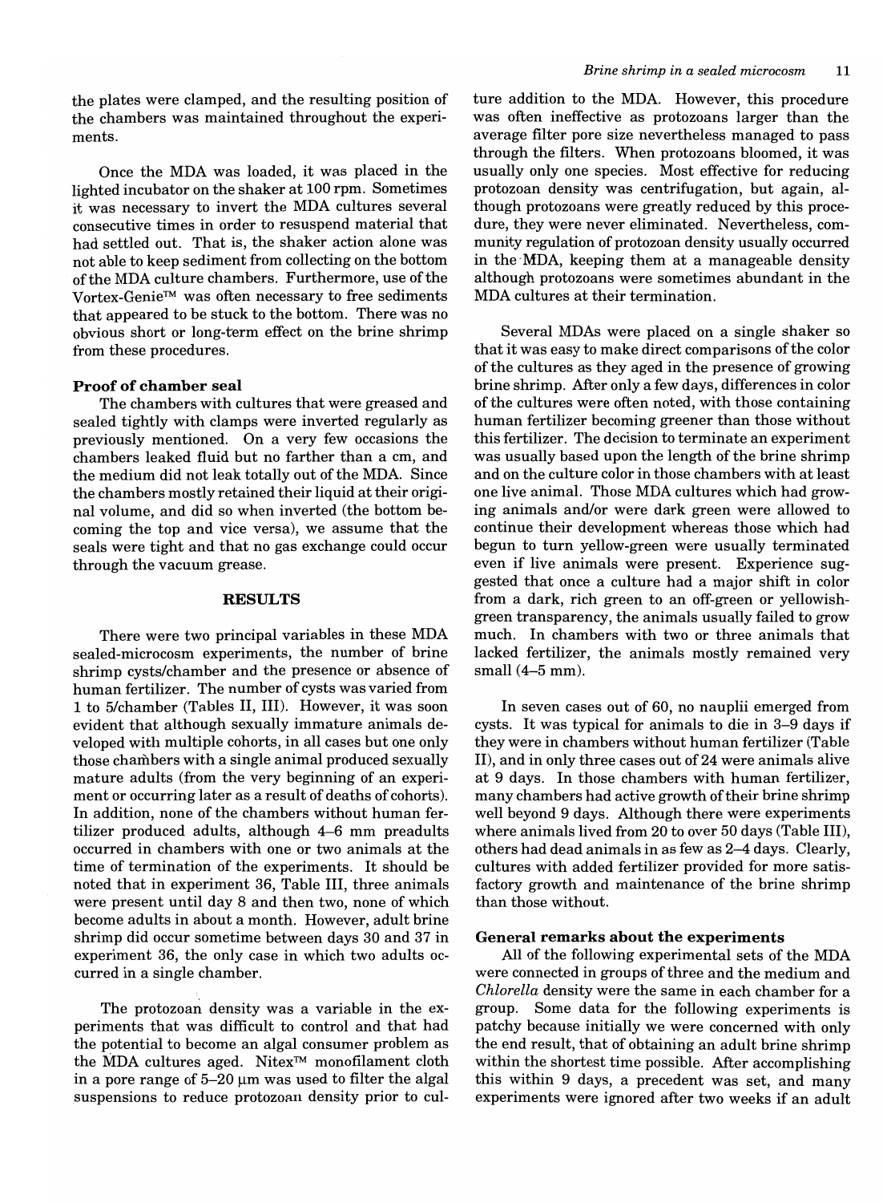the plates were clamped, and the resulting position of the chambers was maintained throughout the experiments.

Once the MDA was loaded, it was placed in the lighted incubator on the shaker at 100 rpm. Sometimes it was necessary to invert the MDA cultures several consecutive times in order to resuspend material that had settled out. That is, the shaker action alone was not able to keep sediment from collecting on the bottom of the MDA culture chambers. Furthermore, use of the Vortex-Genie™ was often necessary to free sediments that appeared to be stuck to the bottom. There was no obvious short or long-term effect on the brine shrimp from these procedures.

### Proof of chamber seal

The chambers with cultures that were greased and sealed tightly with clamps were inverted regularly as previously mentioned. On a very few occasions the chambers leaked fluid but no farther than a cm, and the medium did not leak totally out of the MDA. Since the chambers mostly retained their liquid at their original volume, and did so when inverted (the bottom becoming the top and vice versa), we assume that the seals were tight and that no gas exchange could occur through the vacuum grease.

## RESULTS

There were two principal variables in these MDA sealed-microcosm experiments, the number of brine shrimp cysts/chamber and the presence or absence of human fertilizer. The number of cysts was varied from 1 to 5/chamber (Tables II, III). However, it was soon evident that although sexually immature animals developed with multiple cohorts, in all cases but one only those chambers with a single animal produced sexually mature adults (from the very beginning of an experiment or occurring later as a result of deaths of cohorts). In addition, none of the chambers without human fertilizer produced adults, although 4–6 mm preadults occurred in chambers with one or two animals at the time of termination of the experiments. It should be noted that in experiment 36, Table III, three animals were present until day 8 and then two, none of which become adults in about a month. However, adult brine shrimp did occur sometime between days 30 and 37 in experiment 36, the only case in which two adults occurred in a single chamber.

The protozoan density was a variable in the experiments that was difficult to control and that had the potential to become an algal consumer problem as the MDA cultures aged. Nitex™ monofilament cloth in a pore range of 5–20 μm was used to filter the algal suspensions to reduce protozoan density prior to culture addition to the MDA. However, this procedure was often ineffective as protozoans larger than the average filter pore size nevertheless managed to pass through the filters. When protozoans bloomed, it was usually only one species. Most effective for reducing protozoan density was centrifugation, but again, although protozoans were greatly reduced by this procedure, they were never eliminated. Nevertheless, community regulation of protozoan density usually occurred in the MDA, keeping them at a manageable density although protozoans were sometimes abundant in the MDA cultures at their termination.

Several MDAs were placed on a single shaker so that it was easy to make direct comparisons of the color of the cultures as they aged in the presence of growing brine shrimp. After only a few days, differences in color of the cultures were often noted, with those containing human fertilizer becoming greener than those without this fertilizer. The decision to terminate an experiment was usually based upon the length of the brine shrimp and on the culture color in those chambers with at least one live animal. Those MDA cultures which had growing animals and/or were dark green were allowed to continue their development whereas those which had begun to turn yellow-green were usually terminated even if live animals were present. Experience suggested that once a culture had a major shift in color from a dark, rich green to an off-green or yellowish-green transparency, the animals usually failed to grow much. In chambers with two or three animals that lacked fertilizer, the animals mostly remained very small (4–5 mm).

In seven cases out of 60, no nauplii emerged from cysts. It was typical for animals to die in 3–9 days if they were in chambers without human fertilizer (Table II), and in only three cases out of 24 were animals alive at 9 days. In those chambers with human fertilizer, many chambers had active growth of their brine shrimp well beyond 9 days. Although there were experiments where animals lived from 20 to over 50 days (Table III), others had dead animals in as few as 2–4 days. Clearly, cultures with added fertilizer provided for more satisfactory growth and maintenance of the brine shrimp than those without.

### General remarks about the experiments

All of the following experimental sets of the MDA were connected in groups of three and the medium and *Chlorella* density were the same in each chamber for a group. Some data for the following experiments is patchy because initially we were concerned with only the end result, that of obtaining an adult brine shrimp within the shortest time possible. After accomplishing this within 9 days, a precedent was set, and many experiments were ignored after two weeks if an adult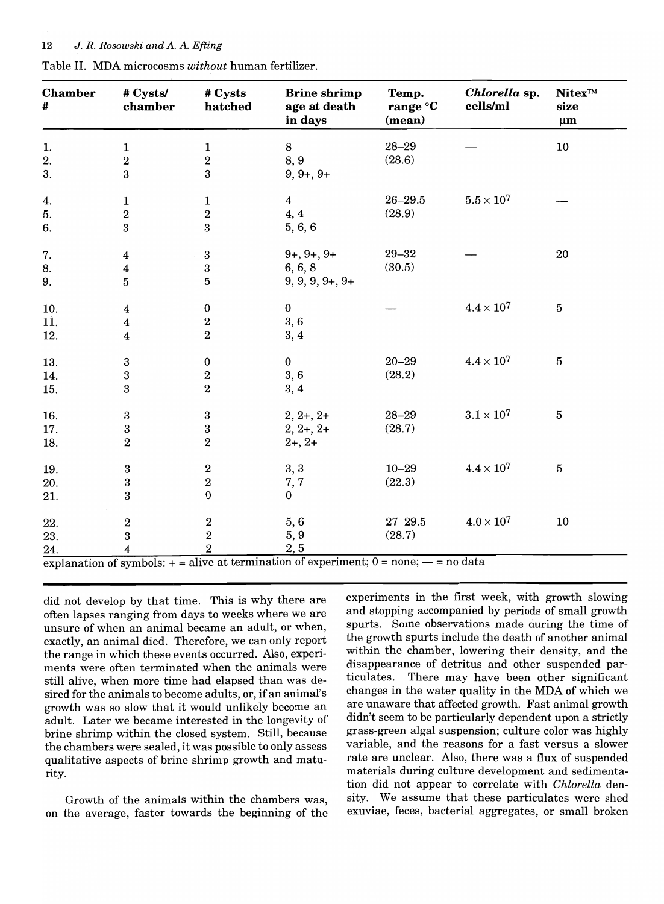Table II. MDA microcosms *without* human fertilizer.

| Chamber # | # Cysts/ chamber | # Cysts hatched | Brine shrimp age at death in days | Temp. range °C (mean) | *Chlorella* sp. cells/ml | Nitex™ size μm |
|---|---|---|---|---|---|---|
| 1. | 1 | 1 | 8 | 28–29 | — | 10 |
| 2. | 2 | 2 | 8, 9 | (28.6) | | |
| 3. | 3 | 3 | 9, 9+, 9+ | | | |
| 4. | 1 | 1 | 4 | 26–29.5 | $5.5 \times 10^7$ | — |
| 5. | 2 | 2 | 4, 4 | (28.9) | | |
| 6. | 3 | 3 | 5, 6, 6 | | | |
| 7. | 4 | 3 | 9+, 9+, 9+ | 29–32 | — | 20 |
| 8. | 4 | 3 | 6, 6, 8 | (30.5) | | |
| 9. | 5 | 5 | 9, 9, 9, 9+, 9+ | | | |
| 10. | 4 | 0 | 0 | — | $4.4 \times 10^7$ | 5 |
| 11. | 4 | 2 | 3, 6 | | | |
| 12. | 4 | 2 | 3, 4 | | | |
| 13. | 3 | 0 | 0 | 20–29 | $4.4 \times 10^7$ | 5 |
| 14. | 3 | 2 | 3, 6 | (28.2) | | |
| 15. | 3 | 2 | 3, 4 | | | |
| 16. | 3 | 3 | 2, 2+, 2+ | 28–29 | $3.1 \times 10^7$ | 5 |
| 17. | 3 | 3 | 2, 2+, 2+ | (28.7) | | |
| 18. | 2 | 2 | 2+, 2+ | | | |
| 19. | 3 | 2 | 3, 3 | 10–29 | $4.4 \times 10^7$ | 5 |
| 20. | 3 | 2 | 7, 7 | (22.3) | | |
| 21. | 3 | 0 | 0 | | | |
| 22. | 2 | 2 | 5, 6 | 27–29.5 | $4.0 \times 10^7$ | 10 |
| 23. | 3 | 2 | 5, 9 | (28.7) | | |
| 24. | 4 | 2 | 2, 5 | | | |

explanation of symbols: + = alive at termination of experiment; 0 = none; — = no data

did not develop by that time. This is why there are often lapses ranging from days to weeks where we are unsure of when an animal became an adult, or when, exactly, an animal died. Therefore, we can only report the range in which these events occurred. Also, experiments were often terminated when the animals were still alive, when more time had elapsed than was desired for the animals to become adults, or, if an animal's growth was so slow that it would unlikely become an adult. Later we became interested in the longevity of brine shrimp within the closed system. Still, because the chambers were sealed, it was possible to only assess qualitative aspects of brine shrimp growth and maturity.

Growth of the animals within the chambers was, on the average, faster towards the beginning of the experiments in the first week, with growth slowing and stopping accompanied by periods of small growth spurts. Some observations made during the time of the growth spurts include the death of another animal within the chamber, lowering their density, and the disappearance of detritus and other suspended particulates. There may have been other significant changes in the water quality in the MDA of which we are unaware that affected growth. Fast animal growth didn't seem to be particularly dependent upon a strictly grass-green algal suspension; culture color was highly variable, and the reasons for a fast versus a slower rate are unclear. Also, there was a flux of suspended materials during culture development and sedimentation did not appear to correlate with *Chlorella* density. We assume that these particulates were shed exuviae, feces, bacterial aggregates, or small broken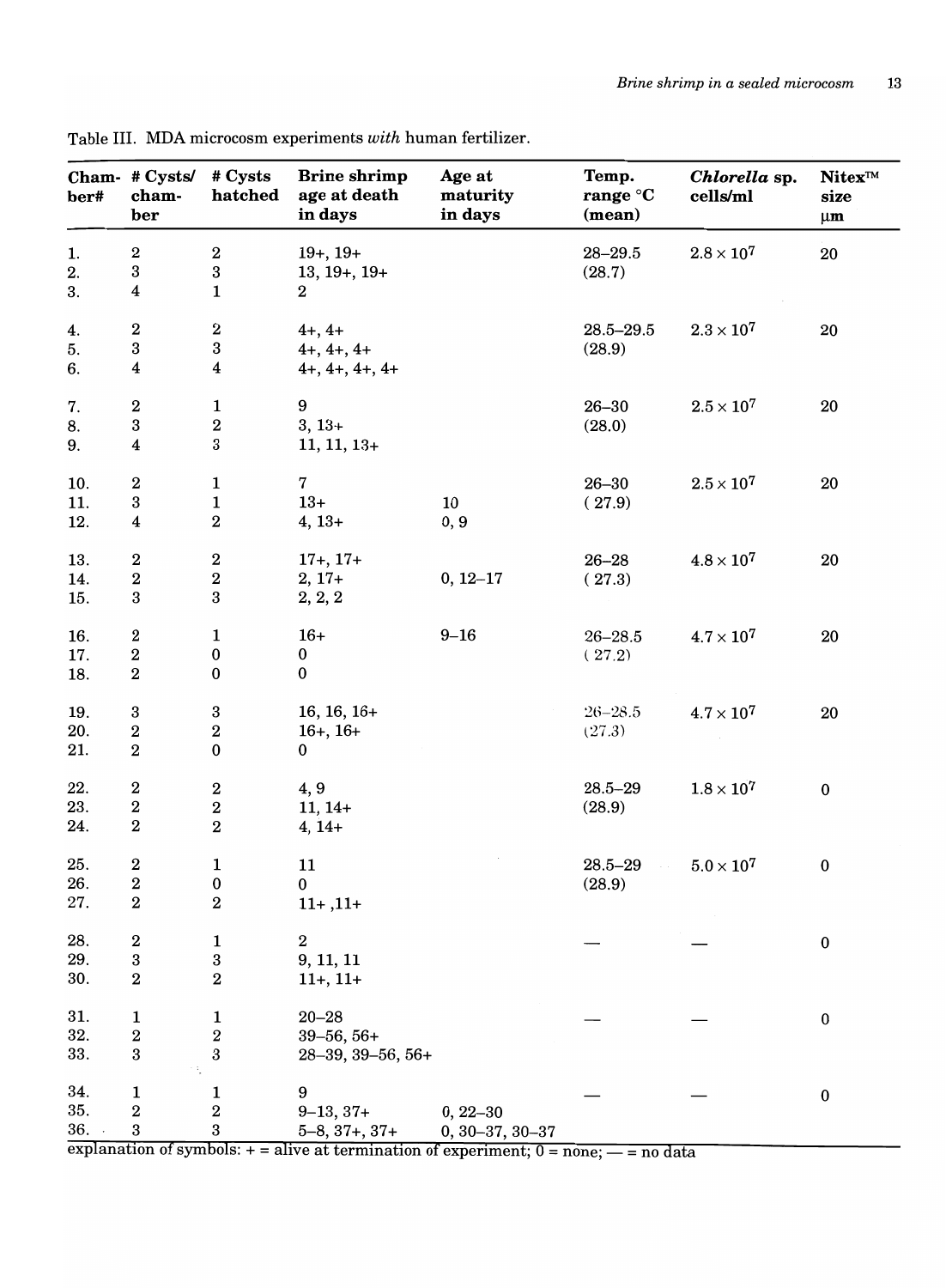Table III. MDA microcosm experiments *with* human fertilizer.

| Chamber# | # Cysts/ chamber | # Cysts hatched | Brine shrimp age at death in days | Age at maturity in days | Temp. range °C (mean) | *Chlorella* sp. cells/ml | Nitex™ size μm |
|---|---|---|---|---|---|---|---|
| 1. | 2 | 2 | 19+, 19+ | | 28–29.5 | $2.8 \times 10^7$ | 20 |
| 2. | 3 | 3 | 13, 19+, 19+ | | (28.7) | | |
| 3. | 4 | 1 | 2 | | | | |
| 4. | 2 | 2 | 4+, 4+ | | 28.5–29.5 | $2.3 \times 10^7$ | 20 |
| 5. | 3 | 3 | 4+, 4+, 4+ | | (28.9) | | |
| 6. | 4 | 4 | 4+, 4+, 4+, 4+ | | | | |
| 7. | 2 | 1 | 9 | | 26–30 | $2.5 \times 10^7$ | 20 |
| 8. | 3 | 2 | 3, 13+ | | (28.0) | | |
| 9. | 4 | 3 | 11, 11, 13+ | | | | |
| 10. | 2 | 1 | 7 | | 26–30 | $2.5 \times 10^7$ | 20 |
| 11. | 3 | 1 | 13+ | 10 | (27.9) | | |
| 12. | 4 | 2 | 4, 13+ | 0, 9 | | | |
| 13. | 2 | 2 | 17+, 17+ | | 26–28 | $4.8 \times 10^7$ | 20 |
| 14. | 2 | 2 | 2, 17+ | 0, 12–17 | (27.3) | | |
| 15. | 3 | 3 | 2, 2, 2 | | | | |
| 16. | 2 | 1 | 16+ | 9–16 | 26–28.5 | $4.7 \times 10^7$ | 20 |
| 17. | 2 | 0 | 0 | | (27.2) | | |
| 18. | 2 | 0 | 0 | | | | |
| 19. | 3 | 3 | 16, 16, 16+ | | 26–28.5 | $4.7 \times 10^7$ | 20 |
| 20. | 2 | 2 | 16+, 16+ | | (27.3) | | |
| 21. | 2 | 0 | 0 | | | | |
| 22. | 2 | 2 | 4, 9 | | 28.5–29 | $1.8 \times 10^7$ | 0 |
| 23. | 2 | 2 | 11, 14+ | | (28.9) | | |
| 24. | 2 | 2 | 4, 14+ | | | | |
| 25. | 2 | 1 | 11 | | 28.5–29 | $5.0 \times 10^7$ | 0 |
| 26. | 2 | 0 | 0 | | (28.9) | | |
| 27. | 2 | 2 | 11+ ,11+ | | | | |
| 28. | 2 | 1 | 2 | | — | — | 0 |
| 29. | 3 | 3 | 9, 11, 11 | | | | |
| 30. | 2 | 2 | 11+, 11+ | | | | |
| 31. | 1 | 1 | 20–28 | | — | — | 0 |
| 32. | 2 | 2 | 39–56, 56+ | | | | |
| 33. | 3 | 3 | 28–39, 39–56, 56+ | | | | |
| 34. | 1 | 1 | 9 | | — | — | 0 |
| 35. | 2 | 2 | 9–13, 37+ | 0, 22–30 | | | |
| 36. | 3 | 3 | 5–8, 37+, 37+ | 0, 30–37, 30–37 | | | |

explanation of symbols: + = alive at termination of experiment; 0 = none; — = no data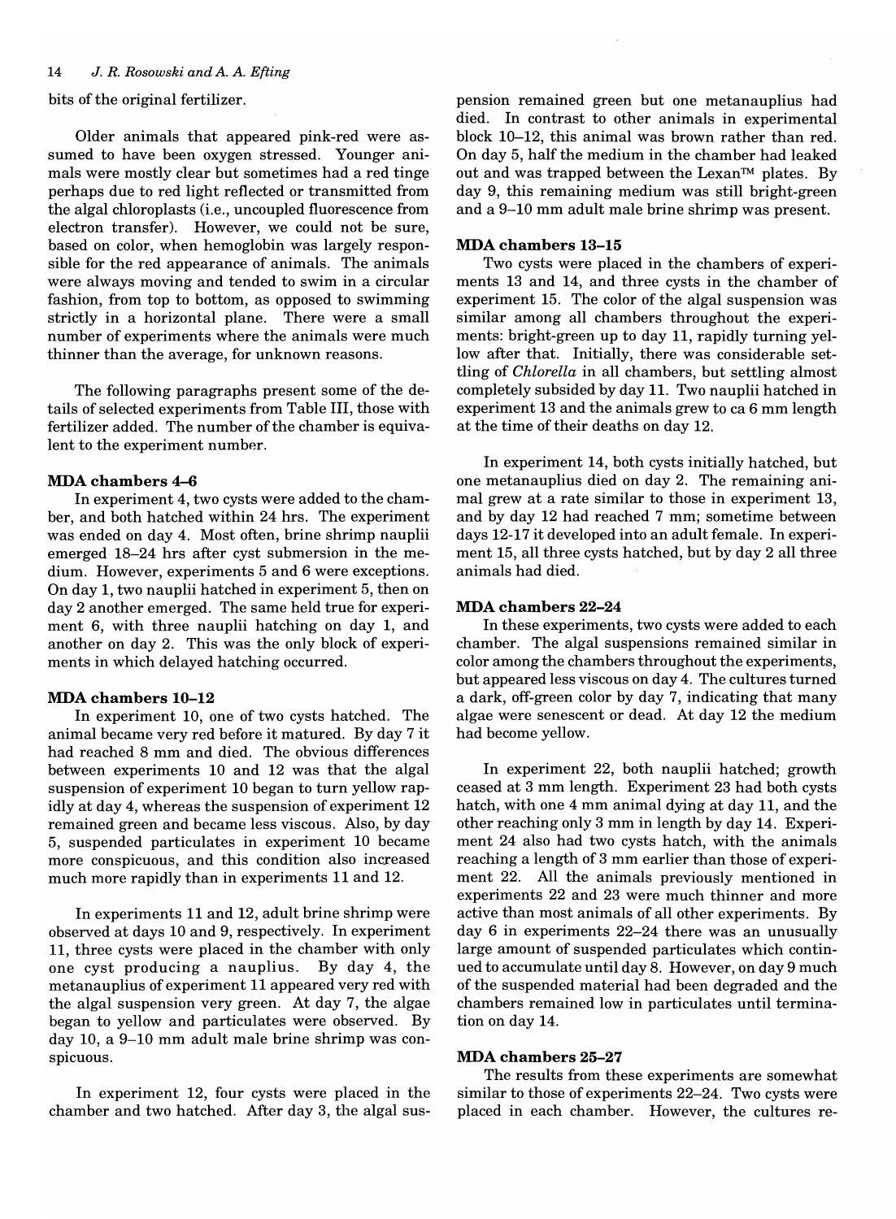bits of the original fertilizer.

Older animals that appeared pink-red were assumed to have been oxygen stressed. Younger animals were mostly clear but sometimes had a red tinge perhaps due to red light reflected or transmitted from the algal chloroplasts (i.e., uncoupled fluorescence from electron transfer). However, we could not be sure, based on color, when hemoglobin was largely responsible for the red appearance of animals. The animals were always moving and tended to swim in a circular fashion, from top to bottom, as opposed to swimming strictly in a horizontal plane. There were a small number of experiments where the animals were much thinner than the average, for unknown reasons.

The following paragraphs present some of the details of selected experiments from Table III, those with fertilizer added. The number of the chamber is equivalent to the experiment number.

### MDA chambers 4–6

In experiment 4, two cysts were added to the chamber, and both hatched within 24 hrs. The experiment was ended on day 4. Most often, brine shrimp nauplii emerged 18–24 hrs after cyst submersion in the medium. However, experiments 5 and 6 were exceptions. On day 1, two nauplii hatched in experiment 5, then on day 2 another emerged. The same held true for experiment 6, with three nauplii hatching on day 1, and another on day 2. This was the only block of experiments in which delayed hatching occurred.

### MDA chambers 10–12

In experiment 10, one of two cysts hatched. The animal became very red before it matured. By day 7 it had reached 8 mm and died. The obvious differences between experiments 10 and 12 was that the algal suspension of experiment 10 began to turn yellow rapidly at day 4, whereas the suspension of experiment 12 remained green and became less viscous. Also, by day 5, suspended particulates in experiment 10 became more conspicuous, and this condition also increased much more rapidly than in experiments 11 and 12.

In experiments 11 and 12, adult brine shrimp were observed at days 10 and 9, respectively. In experiment 11, three cysts were placed in the chamber with only one cyst producing a nauplius. By day 4, the metanauplius of experiment 11 appeared very red with the algal suspension very green. At day 7, the algae began to yellow and particulates were observed. By day 10, a 9–10 mm adult male brine shrimp was conspicuous.

In experiment 12, four cysts were placed in the chamber and two hatched. After day 3, the algal suspension remained green but one metanauplius had died. In contrast to other animals in experimental block 10–12, this animal was brown rather than red. On day 5, half the medium in the chamber had leaked out and was trapped between the Lexan™ plates. By day 9, this remaining medium was still bright-green and a 9–10 mm adult male brine shrimp was present.

### MDA chambers 13–15

Two cysts were placed in the chambers of experiments 13 and 14, and three cysts in the chamber of experiment 15. The color of the algal suspension was similar among all chambers throughout the experiments: bright-green up to day 11, rapidly turning yellow after that. Initially, there was considerable settling of *Chlorella* in all chambers, but settling almost completely subsided by day 11. Two nauplii hatched in experiment 13 and the animals grew to ca 6 mm length at the time of their deaths on day 12.

In experiment 14, both cysts initially hatched, but one metanauplius died on day 2. The remaining animal grew at a rate similar to those in experiment 13, and by day 12 had reached 7 mm; sometime between days 12-17 it developed into an adult female. In experiment 15, all three cysts hatched, but by day 2 all three animals had died.

### MDA chambers 22–24

In these experiments, two cysts were added to each chamber. The algal suspensions remained similar in color among the chambers throughout the experiments, but appeared less viscous on day 4. The cultures turned a dark, off-green color by day 7, indicating that many algae were senescent or dead. At day 12 the medium had become yellow.

In experiment 22, both nauplii hatched; growth ceased at 3 mm length. Experiment 23 had both cysts hatch, with one 4 mm animal dying at day 11, and the other reaching only 3 mm in length by day 14. Experiment 24 also had two cysts hatch, with the animals reaching a length of 3 mm earlier than those of experiment 22. All the animals previously mentioned in experiments 22 and 23 were much thinner and more active than most animals of all other experiments. By day 6 in experiments 22–24 there was an unusually large amount of suspended particulates which continued to accumulate until day 8. However, on day 9 much of the suspended material had been degraded and the chambers remained low in particulates until termination on day 14.

### MDA chambers 25–27

The results from these experiments are somewhat similar to those of experiments 22–24. Two cysts were placed in each chamber. However, the cultures re-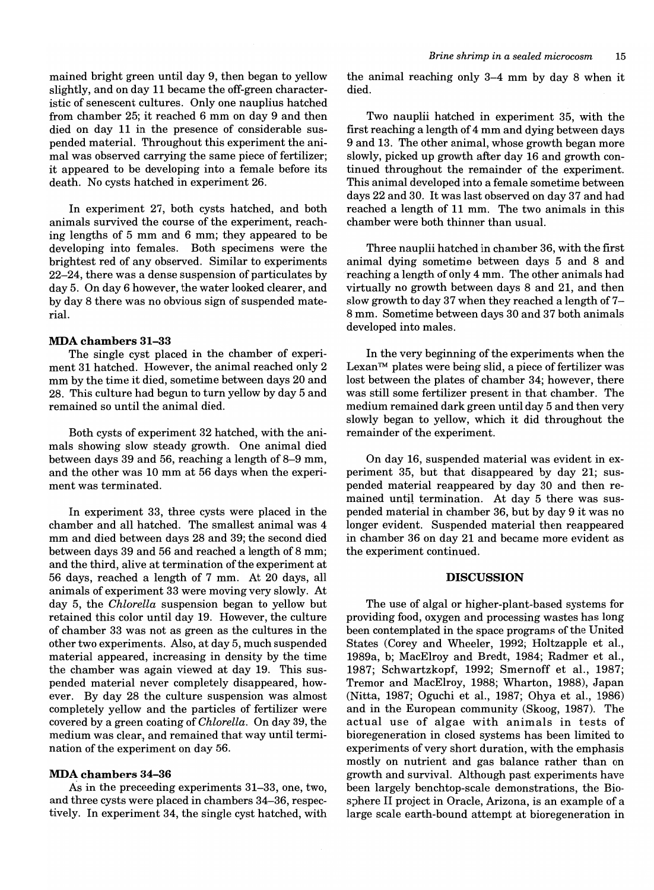mained bright green until day 9, then began to yellow slightly, and on day 11 became the off-green characteristic of senescent cultures. Only one nauplius hatched from chamber 25; it reached 6 mm on day 9 and then died on day 11 in the presence of considerable suspended material. Throughout this experiment the animal was observed carrying the same piece of fertilizer; it appeared to be developing into a female before its death. No cysts hatched in experiment 26.

In experiment 27, both cysts hatched, and both animals survived the course of the experiment, reaching lengths of 5 mm and 6 mm; they appeared to be developing into females. Both specimens were the brightest red of any observed. Similar to experiments 22–24, there was a dense suspension of particulates by day 5. On day 6 however, the water looked clearer, and by day 8 there was no obvious sign of suspended material.

### MDA chambers 31–33

The single cyst placed in the chamber of experiment 31 hatched. However, the animal reached only 2 mm by the time it died, sometime between days 20 and 28. This culture had begun to turn yellow by day 5 and remained so until the animal died.

Both cysts of experiment 32 hatched, with the animals showing slow steady growth. One animal died between days 39 and 56, reaching a length of 8–9 mm, and the other was 10 mm at 56 days when the experiment was terminated.

In experiment 33, three cysts were placed in the chamber and all hatched. The smallest animal was 4 mm and died between days 28 and 39; the second died between days 39 and 56 and reached a length of 8 mm; and the third, alive at termination of the experiment at 56 days, reached a length of 7 mm. At 20 days, all animals of experiment 33 were moving very slowly. At day 5, the *Chlorella* suspension began to yellow but retained this color until day 19. However, the culture of chamber 33 was not as green as the cultures in the other two experiments. Also, at day 5, much suspended material appeared, increasing in density by the time the chamber was again viewed at day 19. This suspended material never completely disappeared, however. By day 28 the culture suspension was almost completely yellow and the particles of fertilizer were covered by a green coating of *Chlorella*. On day 39, the medium was clear, and remained that way until termination of the experiment on day 56.

### MDA chambers 34–36

As in the preceeding experiments 31–33, one, two, and three cysts were placed in chambers 34–36, respectively. In experiment 34, the single cyst hatched, with the animal reaching only 3–4 mm by day 8 when it died.

Two nauplii hatched in experiment 35, with the first reaching a length of 4 mm and dying between days 9 and 13. The other animal, whose growth began more slowly, picked up growth after day 16 and growth continued throughout the remainder of the experiment. This animal developed into a female sometime between days 22 and 30. It was last observed on day 37 and had reached a length of 11 mm. The two animals in this chamber were both thinner than usual.

Three nauplii hatched in chamber 36, with the first animal dying sometime between days 5 and 8 and reaching a length of only 4 mm. The other animals had virtually no growth between days 8 and 21, and then slow growth to day 37 when they reached a length of 7–8 mm. Sometime between days 30 and 37 both animals developed into males.

In the very beginning of the experiments when the Lexan™ plates were being slid, a piece of fertilizer was lost between the plates of chamber 34; however, there was still some fertilizer present in that chamber. The medium remained dark green until day 5 and then very slowly began to yellow, which it did throughout the remainder of the experiment.

On day 16, suspended material was evident in experiment 35, but that disappeared by day 21; suspended material reappeared by day 30 and then remained until termination. At day 5 there was suspended material in chamber 36, but by day 9 it was no longer evident. Suspended material then reappeared in chamber 36 on day 21 and became more evident as the experiment continued.

## DISCUSSION

The use of algal or higher-plant-based systems for providing food, oxygen and processing wastes has long been contemplated in the space programs of the United States (Corey and Wheeler, 1992; Holtzapple et al., 1989a, b; MacElroy and Bredt, 1984; Radmer et al., 1987; Schwartzkopf, 1992; Smernoff et al., 1987; Tremor and MacElroy, 1988; Wharton, 1988), Japan (Nitta, 1987; Oguchi et al., 1987; Ohya et al., 1986) and in the European community (Skoog, 1987). The actual use of algae with animals in tests of bioregeneration in closed systems has been limited to experiments of very short duration, with the emphasis mostly on nutrient and gas balance rather than on growth and survival. Although past experiments have been largely benchtop-scale demonstrations, the Biosphere II project in Oracle, Arizona, is an example of a large scale earth-bound attempt at bioregeneration in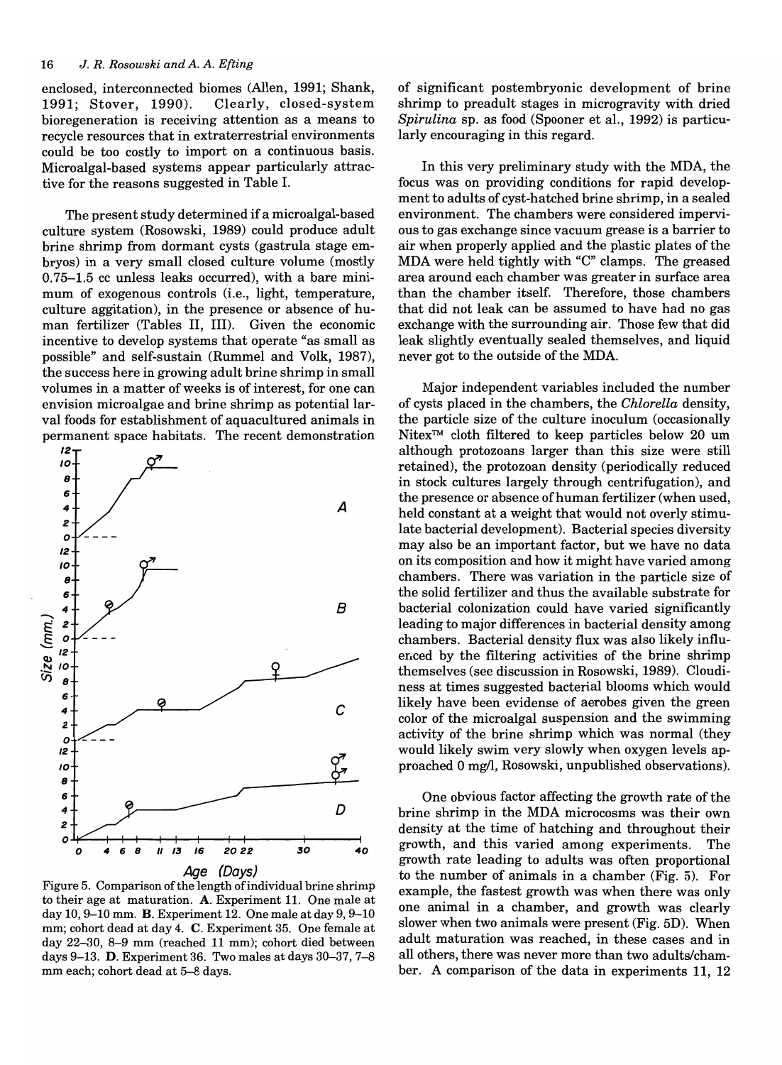enclosed, interconnected biomes (Allen, 1991; Shank, 1991; Stover, 1990). Clearly, closed-system bioregeneration is receiving attention as a means to recycle resources that in extraterrestrial environments could be too costly to import on a continuous basis. Microalgal-based systems appear particularly attractive for the reasons suggested in Table I.

The present study determined if a microalgal-based culture system (Rosowski, 1989) could produce adult brine shrimp from dormant cysts (gastrula stage embryos) in a very small closed culture volume (mostly 0.75–1.5 cc unless leaks occurred), with a bare minimum of exogenous controls (i.e., light, temperature, culture agitation), in the presence or absence of human fertilizer (Tables II, III). Given the economic incentive to develop systems that operate "as small as possible" and self-sustain (Rummel and Volk, 1987), the success here in growing adult brine shrimp in small volumes in a matter of weeks is of interest, for one can envision microalgae and brine shrimp as potential larval foods for establishment of aquacultured animals in permanent space habitats. The recent demonstration of significant postembryonic development of brine shrimp to preadult stages in microgravity with dried *Spirulina* sp. as food (Spooner et al., 1992) is particularly encouraging in this regard.

Figure 5. Comparison of the length of individual brine shrimp to their age at maturation. **A.** Experiment 11. One male at day 10, 9–10 mm. **B.** Experiment 12. One male at day 9, 9–10 mm; cohort dead at day 4. **C.** Experiment 35. One female at day 22–30, 8–9 mm (reached 11 mm); cohort died between days 9–13. **D.** Experiment 36. Two males at days 30–37, 7–8 mm each; cohort dead at 5–8 days.

In this very preliminary study with the MDA, the focus was on providing conditions for rapid development to adults of cyst-hatched brine shrimp, in a sealed environment. The chambers were considered impervious to gas exchange since vacuum grease is a barrier to air when properly applied and the plastic plates of the MDA were held tightly with "C" clamps. The greased area around each chamber was greater in surface area than the chamber itself. Therefore, those chambers that did not leak can be assumed to have had no gas exchange with the surrounding air. Those few that did leak slightly eventually sealed themselves, and liquid never got to the outside of the MDA.

Major independent variables included the number of cysts placed in the chambers, the *Chlorella* density, the particle size of the culture inoculum (occasionally Nitex™ cloth filtered to keep particles below 20 um although protozoans larger than this size were still retained), the protozoan density (periodically reduced in stock cultures largely through centrifugation), and the presence or absence of human fertilizer (when used, held constant at a weight that would not overly stimulate bacterial development). Bacterial species diversity may also be an important factor, but we have no data on its composition and how it might have varied among chambers. There was variation in the particle size of the solid fertilizer and thus the available substrate for bacterial colonization could have varied significantly leading to major differences in bacterial density among chambers. Bacterial density flux was also likely influenced by the filtering activities of the brine shrimp themselves (see discussion in Rosowski, 1989). Cloudiness at times suggested bacterial blooms which would likely have been evidense of aerobes given the green color of the microalgal suspension and the swimming activity of the brine shrimp which was normal (they would likely swim very slowly when oxygen levels approached 0 mg/l, Rosowski, unpublished observations).

One obvious factor affecting the growth rate of the brine shrimp in the MDA microcosms was their own density at the time of hatching and throughout their growth, and this varied among experiments. The growth rate leading to adults was often proportional to the number of animals in a chamber (Fig. 5). For example, the fastest growth was when there was only one animal in a chamber, and growth was clearly slower when two animals were present (Fig. 5D). When adult maturation was reached, in these cases and in all others, there was never more than two adults/chamber. A comparison of the data in experiments 11, 12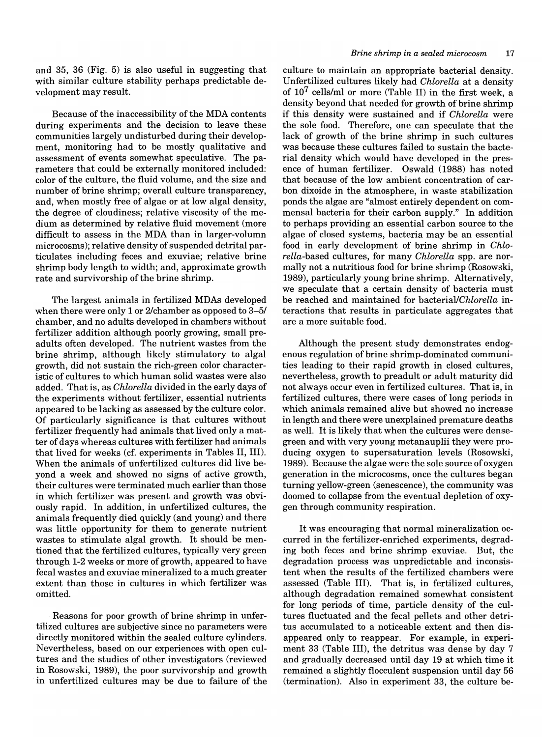and 35, 36 (Fig. 5) is also useful in suggesting that with similar culture stability perhaps predictable development may result.

Because of the inaccessibility of the MDA contents during experiments and the decision to leave these communities largely undisturbed during their development, monitoring had to be mostly qualitative and assessment of events somewhat speculative. The parameters that could be externally monitored included: color of the culture, the fluid volume, and the size and number of brine shrimp; overall culture transparency, and, when mostly free of algae or at low algal density, the degree of cloudiness; relative viscosity of the medium as determined by relative fluid movement (more difficult to assess in the MDA than in larger-volumn microcosms); relative density of suspended detrital particulates including feces and exuviae; relative brine shrimp body length to width; and, approximate growth rate and survivorship of the brine shrimp.

The largest animals in fertilized MDAs developed when there were only 1 or 2/chamber as opposed to 3–5/chamber, and no adults developed in chambers without fertilizer addition although poorly growing, small preadults often developed. The nutrient wastes from the brine shrimp, although likely stimulatory to algal growth, did not sustain the rich-green color characteristic of cultures to which human solid wastes were also added. That is, as *Chlorella* divided in the early days of the experiments without fertilizer, essential nutrients appeared to be lacking as assessed by the culture color. Of particularly significance is that cultures without fertilizer frequently had animals that lived only a matter of days whereas cultures with fertilizer had animals that lived for weeks (cf. experiments in Tables II, III). When the animals of unfertilized cultures did live beyond a week and showed no signs of active growth, their cultures were terminated much earlier than those in which fertilizer was present and growth was obviously rapid. In addition, in unfertilized cultures, the animals frequently died quickly (and young) and there was little opportunity for them to generate nutrient wastes to stimulate algal growth. It should be mentioned that the fertilized cultures, typically very green through 1-2 weeks or more of growth, appeared to have fecal wastes and exuviae mineralized to a much greater extent than those in cultures in which fertilizer was omitted.

Reasons for poor growth of brine shrimp in unfertilized cultures are subjective since no parameters were directly monitored within the sealed culture cylinders. Nevertheless, based on our experiences with open cultures and the studies of other investigators (reviewed in Rosowski, 1989), the poor survivorship and growth in unfertilized cultures may be due to failure of the culture to maintain an appropriate bacterial density. Unfertilized cultures likely had *Chlorella* at a density of $10^7$ cells/ml or more (Table II) in the first week, a density beyond that needed for growth of brine shrimp if this density were sustained and if *Chlorella* were the sole food. Therefore, one can speculate that the lack of growth of the brine shrimp in such cultures was because these cultures failed to sustain the bacterial density which would have developed in the presence of human fertilizer. Oswald (1988) has noted that because of the low ambient concentration of carbon dixoide in the atmosphere, in waste stabilization ponds the algae are "almost entirely dependent on commensal bacteria for their carbon supply." In addition to perhaps providing an essential carbon source to the algae of closed systems, bacteria may be an essential food in early development of brine shrimp in *Chlorella*-based cultures, for many *Chlorella* spp. are normally not a nutritious food for brine shrimp (Rosowski, 1989), particularly young brine shrimp. Alternatively, we speculate that a certain density of bacteria must be reached and maintained for bacterial/*Chlorella* interactions that results in particulate aggregates that are a more suitable food.

Although the present study demonstrates endogenous regulation of brine shrimp-dominated communities leading to their rapid growth in closed cultures, nevertheless, growth to preadult or adult maturity did not always occur even in fertilized cultures. That is, in fertilized cultures, there were cases of long periods in which animals remained alive but showed no increase in length and there were unexplained premature deaths as well. It is likely that when the cultures were dense-green and with very young metanauplii they were producing oxygen to supersaturation levels (Rosowski, 1989). Because the algae were the sole source of oxygen generation in the microcosms, once the cultures began turning yellow-green (senescence), the community was doomed to collapse from the eventual depletion of oxygen through community respiration.

It was encouraging that normal mineralization occurred in the fertilizer-enriched experiments, degrading both feces and brine shrimp exuviae. But, the degradation process was unpredictable and inconsistent when the results of the fertilized chambers were assessed (Table III). That is, in fertilized cultures, although degradation remained somewhat consistent for long periods of time, particle density of the cultures fluctuated and the fecal pellets and other detritus accumulated to a noticeable extent and then disappeared only to reappear. For example, in experiment 33 (Table III), the detritus was dense by day 7 and gradually decreased until day 19 at which time it remained a slightly flocculent suspension until day 56 (termination). Also in experiment 33, the culture be-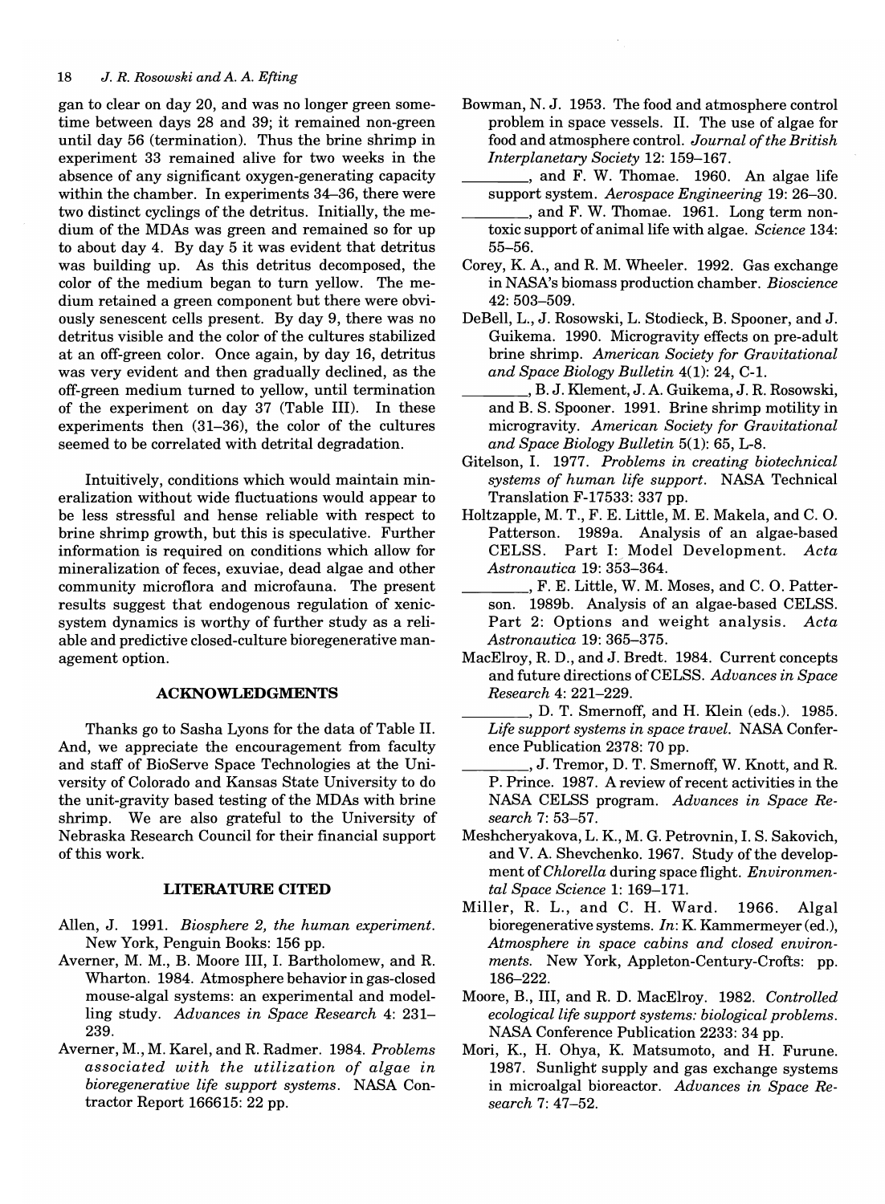gan to clear on day 20, and was no longer green sometime between days 28 and 39; it remained non-green until day 56 (termination). Thus the brine shrimp in experiment 33 remained alive for two weeks in the absence of any significant oxygen-generating capacity within the chamber. In experiments 34–36, there were two distinct cyclings of the detritus. Initially, the medium of the MDAs was green and remained so for up to about day 4. By day 5 it was evident that detritus was building up. As this detritus decomposed, the color of the medium began to turn yellow. The medium retained a green component but there were obviously senescent cells present. By day 9, there was no detritus visible and the color of the cultures stabilized at an off-green color. Once again, by day 16, detritus was very evident and then gradually declined, as the off-green medium turned to yellow, until termination of the experiment on day 37 (Table III). In these experiments then (31–36), the color of the cultures seemed to be correlated with detrital degradation.

Intuitively, conditions which would maintain mineralization without wide fluctuations would appear to be less stressful and hense reliable with respect to brine shrimp growth, but this is speculative. Further information is required on conditions which allow for mineralization of feces, exuviae, dead algae and other community microflora and microfauna. The present results suggest that endogenous regulation of xenic-system dynamics is worthy of further study as a reliable and predictive closed-culture bioregenerative management option.

## ACKNOWLEDGMENTS

Thanks go to Sasha Lyons for the data of Table II. And, we appreciate the encouragement from faculty and staff of BioServe Space Technologies at the University of Colorado and Kansas State University to do the unit-gravity based testing of the MDAs with brine shrimp. We are also grateful to the University of Nebraska Research Council for their financial support of this work.

## LITERATURE CITED

Allen, J. 1991. *Biosphere 2, the human experiment.* New York, Penguin Books: 156 pp.

Averner, M. M., B. Moore III, I. Bartholomew, and R. Wharton. 1984. Atmosphere behavior in gas-closed mouse-algal systems: an experimental and modelling study. *Advances in Space Research* 4: 231–239.

Averner, M., M. Karel, and R. Radmer. 1984. *Problems associated with the utilization of algae in bioregenerative life support systems.* NASA Contractor Report 166615: 22 pp.

Bowman, N. J. 1953. The food and atmosphere control problem in space vessels. II. The use of algae for food and atmosphere control. *Journal of the British Interplanetary Society* 12: 159–167.

________, and F. W. Thomae. 1960. An algae life support system. *Aerospace Engineering* 19: 26–30.

________, and F. W. Thomae. 1961. Long term non-toxic support of animal life with algae. *Science* 134: 55–56.

Corey, K. A., and R. M. Wheeler. 1992. Gas exchange in NASA's biomass production chamber. *Bioscience* 42: 503–509.

DeBell, L., J. Rosowski, L. Stodieck, B. Spooner, and J. Guikema. 1990. Microgravity effects on pre-adult brine shrimp. *American Society for Gravitational and Space Biology Bulletin* 4(1): 24, C-1.

________, B. J. Klement, J. A. Guikema, J. R. Rosowski, and B. S. Spooner. 1991. Brine shrimp motility in microgravity. *American Society for Gravitational and Space Biology Bulletin* 5(1): 65, L-8.

Gitelson, I. 1977. *Problems in creating biotechnical systems of human life support.* NASA Technical Translation F-17533: 337 pp.

Holtzapple, M. T., F. E. Little, M. E. Makela, and C. O. Patterson. 1989a. Analysis of an algae-based CELSS. Part I: Model Development. *Acta Astronautica* 19: 353–364.

________, F. E. Little, W. M. Moses, and C. O. Patterson. 1989b. Analysis of an algae-based CELSS. Part 2: Options and weight analysis. *Acta Astronautica* 19: 365–375.

MacElroy, R. D., and J. Bredt. 1984. Current concepts and future directions of CELSS. *Advances in Space Research* 4: 221–229.

________, D. T. Smernoff, and H. Klein (eds.). 1985. *Life support systems in space travel.* NASA Conference Publication 2378: 70 pp.

________, J. Tremor, D. T. Smernoff, W. Knott, and R. P. Prince. 1987. A review of recent activities in the NASA CELSS program. *Advances in Space Research* 7: 53–57.

Meshcheryakova, L. K., M. G. Petrovnin, I. S. Sakovich, and V. A. Shevchenko. 1967. Study of the development of *Chlorella* during space flight. *Environmental Space Science* 1: 169–171.

Miller, R. L., and C. H. Ward. 1966. Algal bioregenerative systems. *In*: K. Kammermeyer (ed.), *Atmosphere in space cabins and closed environments.* New York, Appleton-Century-Crofts: pp. 186–222.

Moore, B., III, and R. D. MacElroy. 1982. *Controlled ecological life support systems: biological problems.* NASA Conference Publication 2233: 34 pp.

Mori, K., H. Ohya, K. Matsumoto, and H. Furune. 1987. Sunlight supply and gas exchange systems in microalgal bioreactor. *Advances in Space Research* 7: 47–52.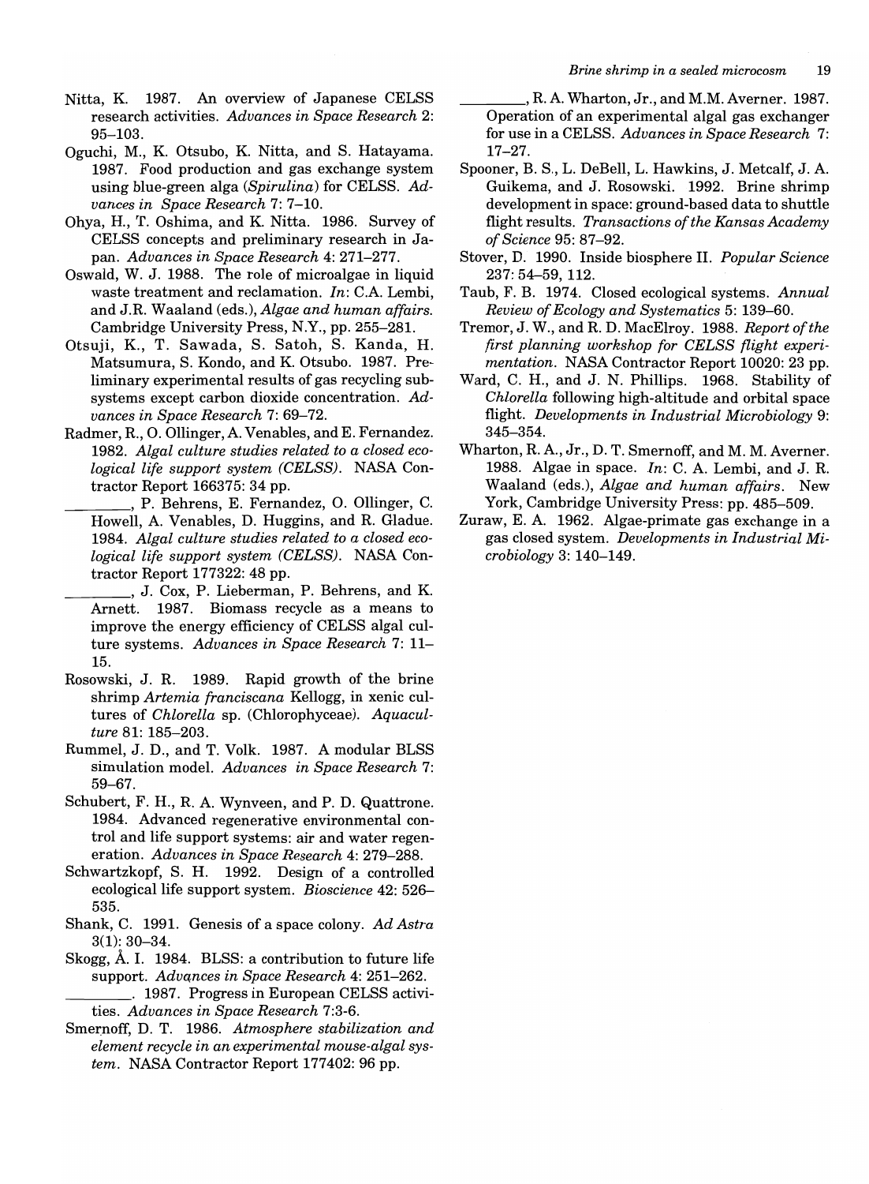Nitta, K. 1987. An overview of Japanese CELSS research activities. *Advances in Space Research* 2: 95–103.

Oguchi, M., K. Otsubo, K. Nitta, and S. Hatayama. 1987. Food production and gas exchange system using blue-green alga (*Spirulina*) for CELSS. *Advances in Space Research* 7: 7–10.

Ohya, H., T. Oshima, and K. Nitta. 1986. Survey of CELSS concepts and preliminary research in Japan. *Advances in Space Research* 4: 271–277.

Oswald, W. J. 1988. The role of microalgae in liquid waste treatment and reclamation. *In*: C.A. Lembi, and J.R. Waaland (eds.), *Algae and human affairs.* Cambridge University Press, N.Y., pp. 255–281.

Otsuji, K., T. Sawada, S. Satoh, S. Kanda, H. Matsumura, S. Kondo, and K. Otsubo. 1987. Preliminary experimental results of gas recycling subsystems except carbon dioxide concentration. *Advances in Space Research* 7: 69–72.

Radmer, R., O. Ollinger, A. Venables, and E. Fernandez. 1982. *Algal culture studies related to a closed ecological life support system (CELSS).* NASA Contractor Report 166375: 34 pp.

________, P. Behrens, E. Fernandez, O. Ollinger, C. Howell, A. Venables, D. Huggins, and R. Gladue. 1984. *Algal culture studies related to a closed ecological life support system (CELSS).* NASA Contractor Report 177322: 48 pp.

________, J. Cox, P. Lieberman, P. Behrens, and K. Arnett. 1987. Biomass recycle as a means to improve the energy efficiency of CELSS algal culture systems. *Advances in Space Research* 7: 11–15.

Rosowski, J. R. 1989. Rapid growth of the brine shrimp *Artemia franciscana* Kellogg, in xenic cultures of *Chlorella* sp. (Chlorophyceae). *Aquaculture* 81: 185–203.

Rummel, J. D., and T. Volk. 1987. A modular BLSS simulation model. *Advances in Space Research* 7: 59–67.

Schubert, F. H., R. A. Wynveen, and P. D. Quattrone. 1984. Advanced regenerative environmental control and life support systems: air and water regeneration. *Advances in Space Research* 4: 279–288.

Schwartzkopf, S. H. 1992. Design of a controlled ecological life support system. *Bioscience* 42: 526–535.

Shank, C. 1991. Genesis of a space colony. *Ad Astra* 3(1): 30–34.

Skogg, Å. I. 1984. BLSS: a contribution to future life support. *Advances in Space Research* 4: 251–262.

________. 1987. Progress in European CELSS activities. *Advances in Space Research* 7:3-6.

Smernoff, D. T. 1986. *Atmosphere stabilization and element recycle in an experimental mouse-algal system.* NASA Contractor Report 177402: 96 pp.

________, R. A. Wharton, Jr., and M.M. Averner. 1987. Operation of an experimental algal gas exchanger for use in a CELSS. *Advances in Space Research* 7: 17–27.

Spooner, B. S., L. DeBell, L. Hawkins, J. Metcalf, J. A. Guikema, and J. Rosowski. 1992. Brine shrimp development in space: ground-based data to shuttle flight results. *Transactions of the Kansas Academy of Science* 95: 87–92.

Stover, D. 1990. Inside biosphere II. *Popular Science* 237: 54–59, 112.

Taub, F. B. 1974. Closed ecological systems. *Annual Review of Ecology and Systematics* 5: 139–60.

Tremor, J. W., and R. D. MacElroy. 1988. *Report of the first planning workshop for CELSS flight experimentation.* NASA Contractor Report 10020: 23 pp.

Ward, C. H., and J. N. Phillips. 1968. Stability of *Chlorella* following high-altitude and orbital space flight. *Developments in Industrial Microbiology* 9: 345–354.

Wharton, R. A., Jr., D. T. Smernoff, and M. M. Averner. 1988. Algae in space. *In*: C. A. Lembi, and J. R. Waaland (eds.), *Algae and human affairs*. New York, Cambridge University Press: pp. 485–509.

Zuraw, E. A. 1962. Algae-primate gas exchange in a gas closed system. *Developments in Industrial Microbiology* 3: 140–149.